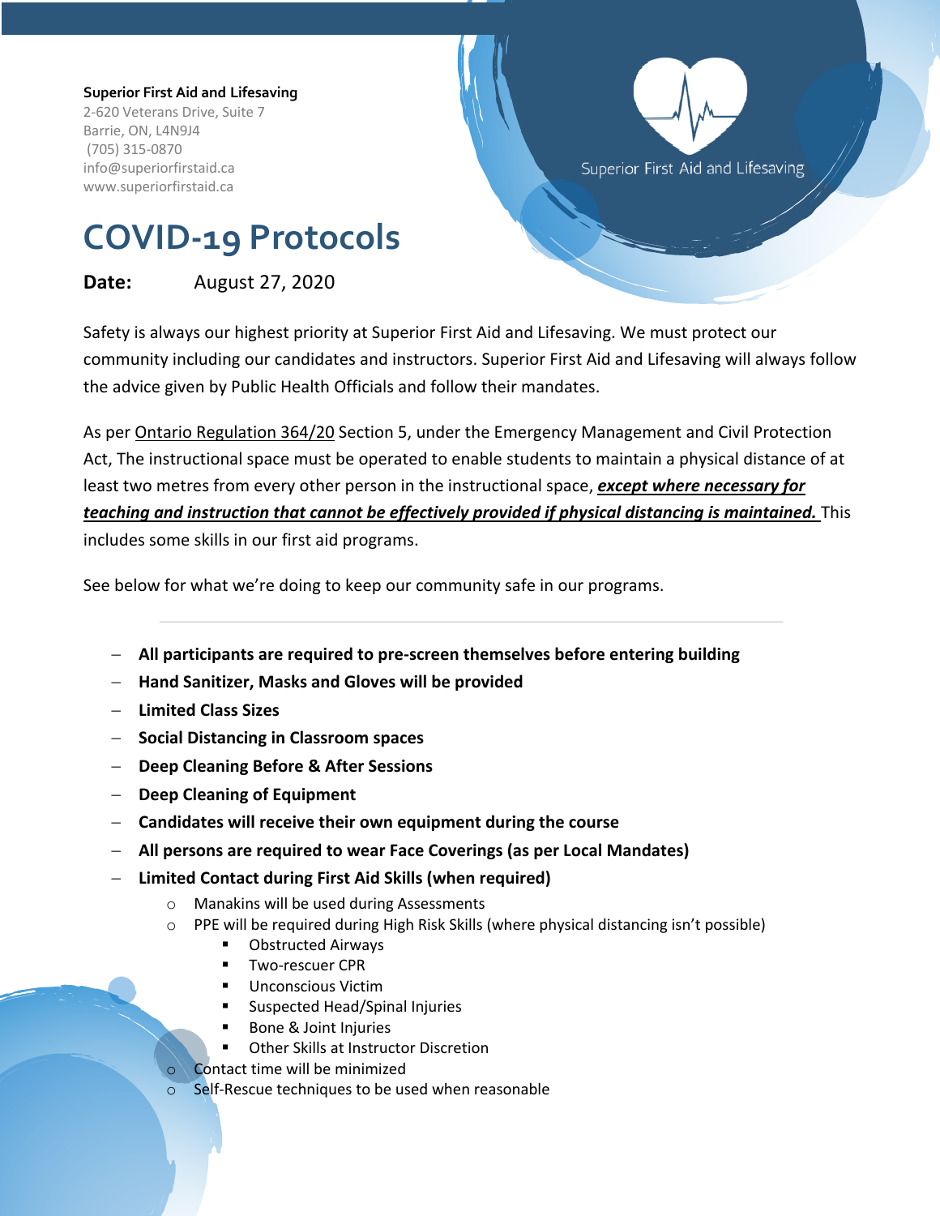**Superior First Aid and Lifesaving**
2-620 Veterans Drive, Suite 7
Barrie, ON, L4N9J4
(705) 315-0870
info@superiorfirstaid.ca
www.superiorfirstaid.ca

Superior First Aid and Lifesaving

# COVID-19 Protocols

**Date:** August 27, 2020

Safety is always our highest priority at Superior First Aid and Lifesaving. We must protect our community including our candidates and instructors. Superior First Aid and Lifesaving will always follow the advice given by Public Health Officials and follow their mandates.

As per Ontario Regulation 364/20 Section 5, under the Emergency Management and Civil Protection Act, The instructional space must be operated to enable students to maintain a physical distance of at least two metres from every other person in the instructional space, ***except where necessary for teaching and instruction that cannot be effectively provided if physical distancing is maintained.*** This includes some skills in our first aid programs.

See below for what we're doing to keep our community safe in our programs.

---

- **All participants are required to pre-screen themselves before entering building**
- **Hand Sanitizer, Masks and Gloves will be provided**
- **Limited Class Sizes**
- **Social Distancing in Classroom spaces**
- **Deep Cleaning Before & After Sessions**
- **Deep Cleaning of Equipment**
- **Candidates will receive their own equipment during the course**
- **All persons are required to wear Face Coverings (as per Local Mandates)**
- **Limited Contact during First Aid Skills (when required)**
  - Manakins will be used during Assessments
  - PPE will be required during High Risk Skills (where physical distancing isn't possible)
    - Obstructed Airways
    - Two-rescuer CPR
    - Unconscious Victim
    - Suspected Head/Spinal Injuries
    - Bone & Joint Injuries
    - Other Skills at Instructor Discretion
  - Contact time will be minimized
  - Self-Rescue techniques to be used when reasonable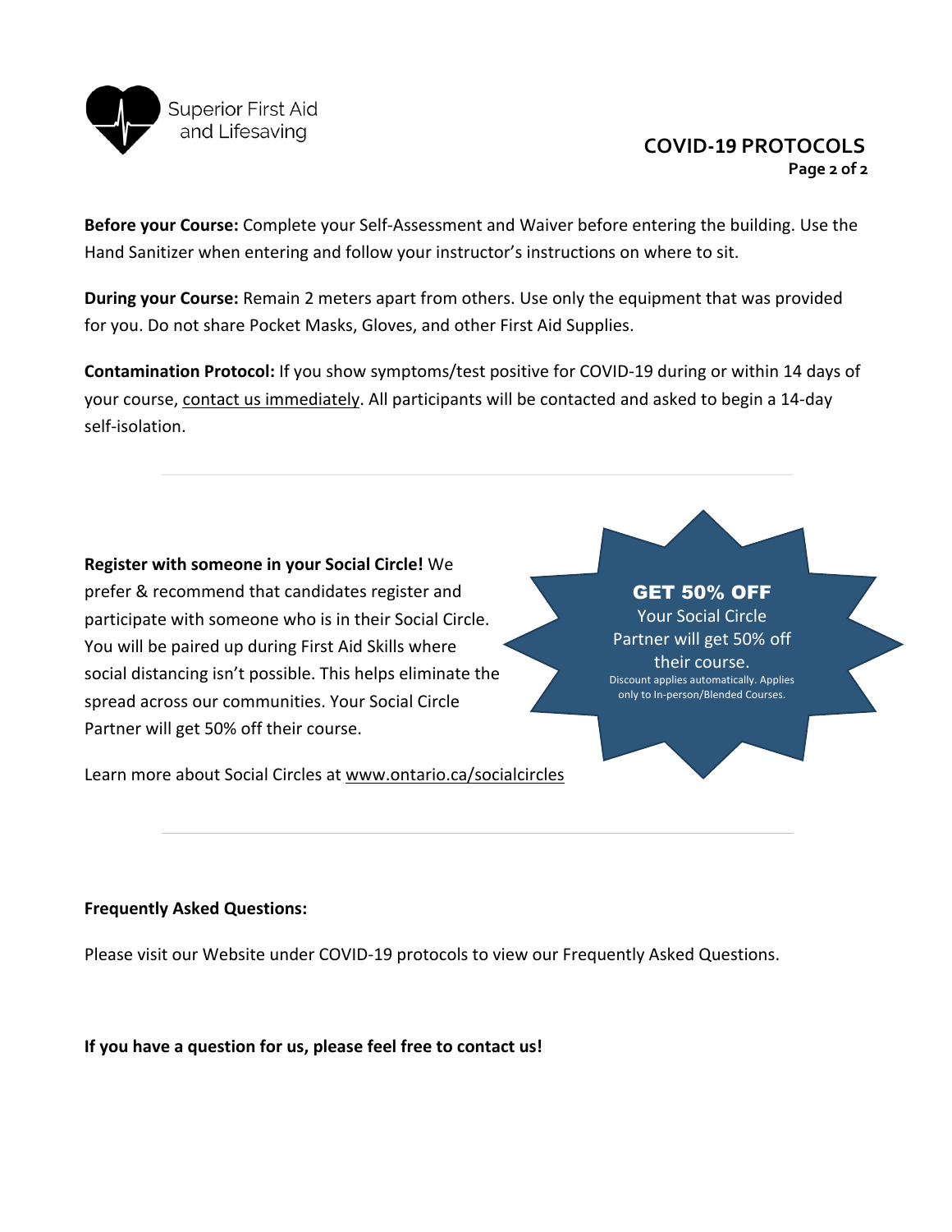Superior First Aid and Lifesaving

# COVID-19 PROTOCOLS

**Before your Course:** Complete your Self-Assessment and Waiver before entering the building. Use the Hand Sanitizer when entering and follow your instructor's instructions on where to sit.

**During your Course:** Remain 2 meters apart from others. Use only the equipment that was provided for you. Do not share Pocket Masks, Gloves, and other First Aid Supplies.

**Contamination Protocol:** If you show symptoms/test positive for COVID-19 during or within 14 days of your course, contact us immediately. All participants will be contacted and asked to begin a 14-day self-isolation.

---

**Register with someone in your Social Circle!** We prefer & recommend that candidates register and participate with someone who is in their Social Circle. You will be paired up during First Aid Skills where social distancing isn't possible. This helps eliminate the spread across our communities. Your Social Circle Partner will get 50% off their course.

**GET 50% OFF**
Your Social Circle Partner will get 50% off their course.
Discount applies automatically. Applies only to In-person/Blended Courses.

Learn more about Social Circles at www.ontario.ca/socialcircles

---

**Frequently Asked Questions:**

Please visit our Website under COVID-19 protocols to view our Frequently Asked Questions.

**If you have a question for us, please feel free to contact us!**